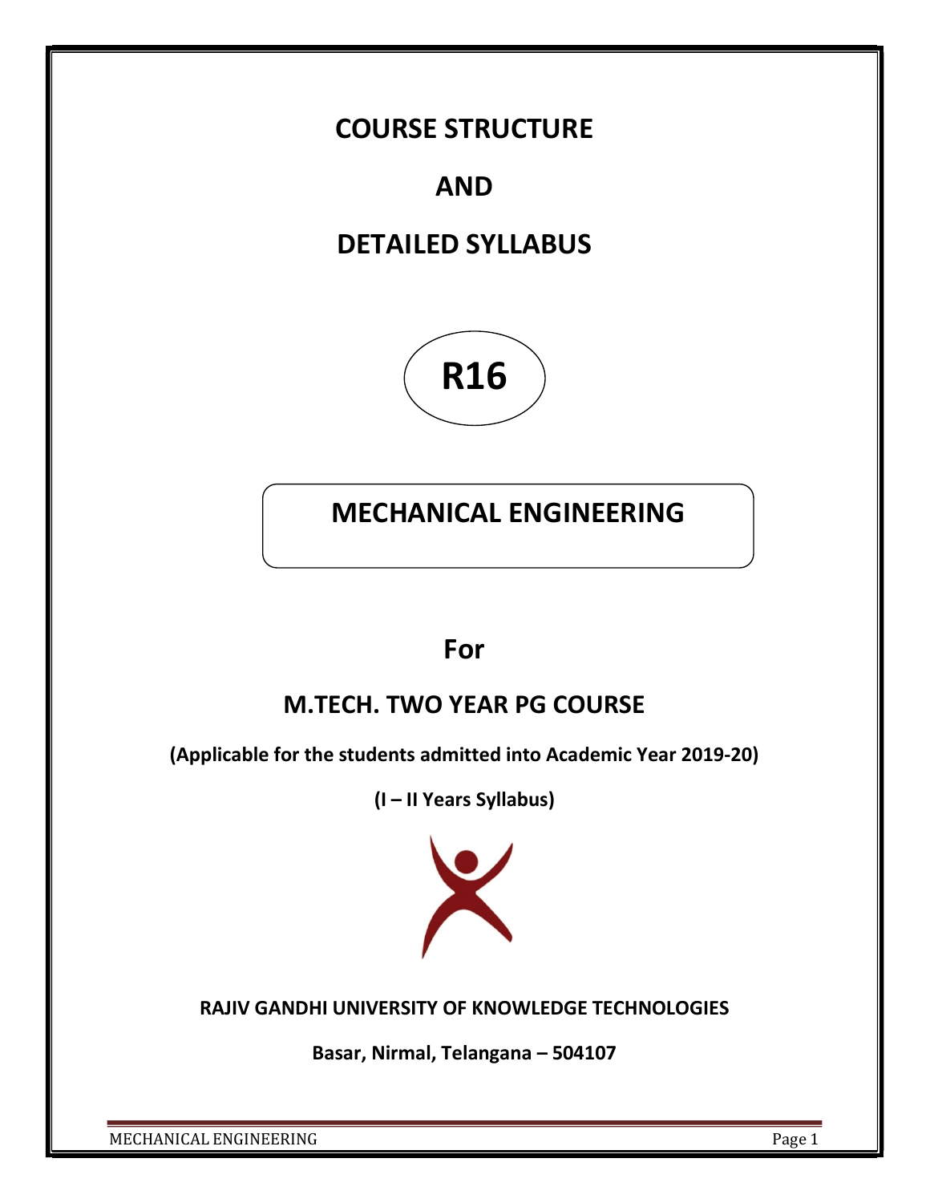# COURSE STRUCTURE

# AND

# DETAILED SYLLABUS

## R16

## MECHANICAL ENGINEERING

## For

## M.TECH. TWO YEAR PG COURSE

**(Applicable for the students admitted into Academic Year 2019-20)**

**(I – II Years Syllabus)**

**RAJIV GANDHI UNIVERSITY OF KNOWLEDGE TECHNOLOGIES**

**Basar, Nirmal, Telangana – 504107**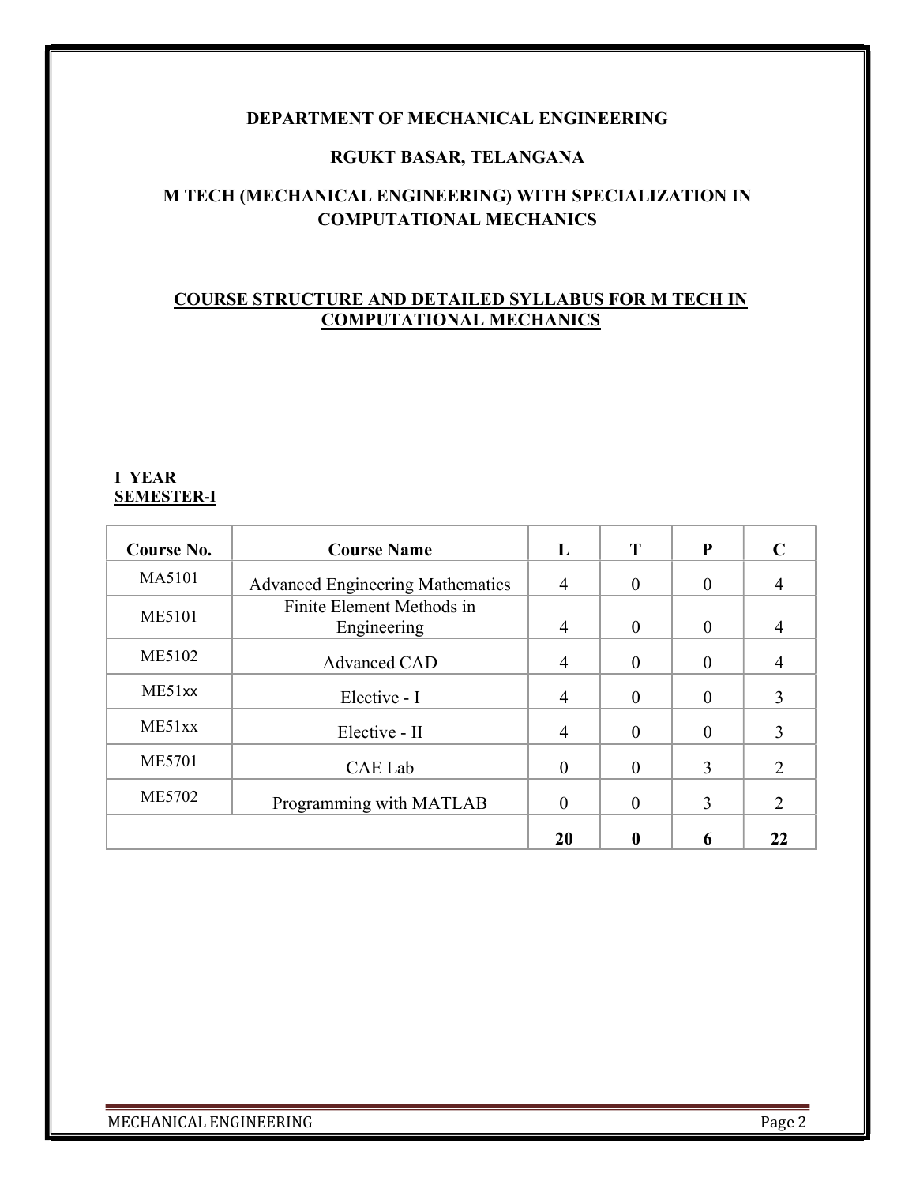**DEPARTMENT OF MECHANICAL ENGINEERING**

**RGUKT BASAR, TELANGANA**

**M TECH (MECHANICAL ENGINEERING) WITH SPECIALIZATION IN COMPUTATIONAL MECHANICS**

**COURSE STRUCTURE AND DETAILED SYLLABUS FOR M TECH IN COMPUTATIONAL MECHANICS**

**I YEAR**
**SEMESTER-I**

| Course No. | Course Name | L | T | P | C |
|---|---|---|---|---|---|
| MA5101 | Advanced Engineering Mathematics | 4 | 0 | 0 | 4 |
| ME5101 | Finite Element Methods in Engineering | 4 | 0 | 0 | 4 |
| ME5102 | Advanced CAD | 4 | 0 | 0 | 4 |
| ME51xx | Elective - I | 4 | 0 | 0 | 3 |
| ME51xx | Elective - II | 4 | 0 | 0 | 3 |
| ME5701 | CAE Lab | 0 | 0 | 3 | 2 |
| ME5702 | Programming with MATLAB | 0 | 0 | 3 | 2 |
| | | **20** | **0** | **6** | **22** |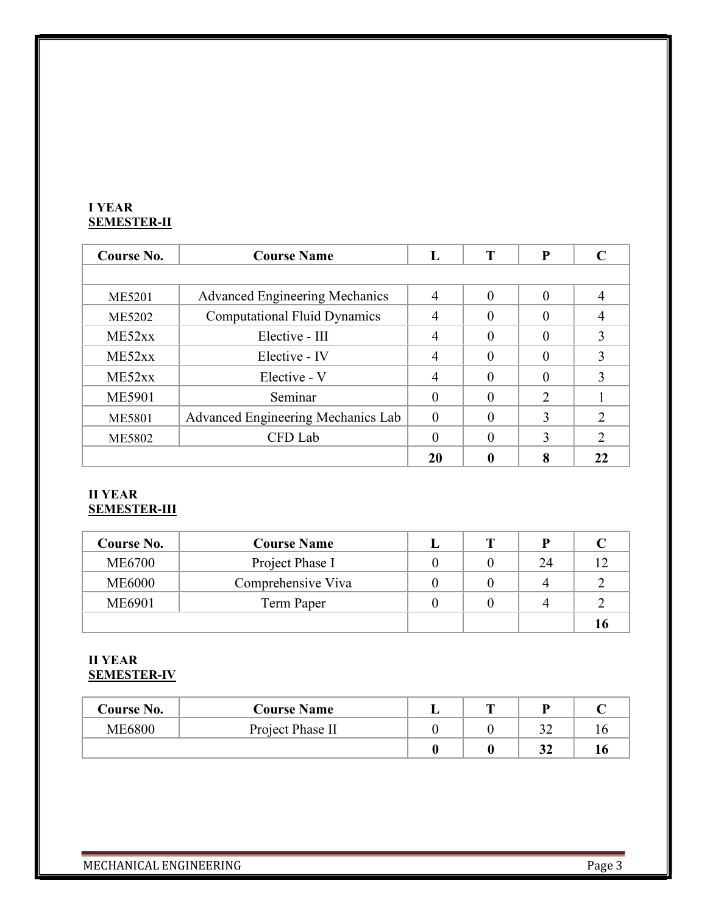**I YEAR**
**SEMESTER-II**

| Course No. | Course Name | L | T | P | C |
|---|---|---|---|---|---|
| | | | | | |
| ME5201 | Advanced Engineering Mechanics | 4 | 0 | 0 | 4 |
| ME5202 | Computational Fluid Dynamics | 4 | 0 | 0 | 4 |
| ME52xx | Elective - III | 4 | 0 | 0 | 3 |
| ME52xx | Elective - IV | 4 | 0 | 0 | 3 |
| ME52xx | Elective - V | 4 | 0 | 0 | 3 |
| ME5901 | Seminar | 0 | 0 | 2 | 1 |
| ME5801 | Advanced Engineering Mechanics Lab | 0 | 0 | 3 | 2 |
| ME5802 | CFD Lab | 0 | 0 | 3 | 2 |
| | | **20** | **0** | **8** | **22** |

**II YEAR**
**SEMESTER-III**

| Course No. | Course Name | L | T | P | C |
|---|---|---|---|---|---|
| ME6700 | Project Phase I | 0 | 0 | 24 | 12 |
| ME6000 | Comprehensive Viva | 0 | 0 | 4 | 2 |
| ME6901 | Term Paper | 0 | 0 | 4 | 2 |
| | | | | | **16** |

**II YEAR**
**SEMESTER-IV**

| Course No. | Course Name | L | T | P | C |
|---|---|---|---|---|---|
| ME6800 | Project Phase II | 0 | 0 | 32 | 16 |
| | | **0** | **0** | **32** | **16** |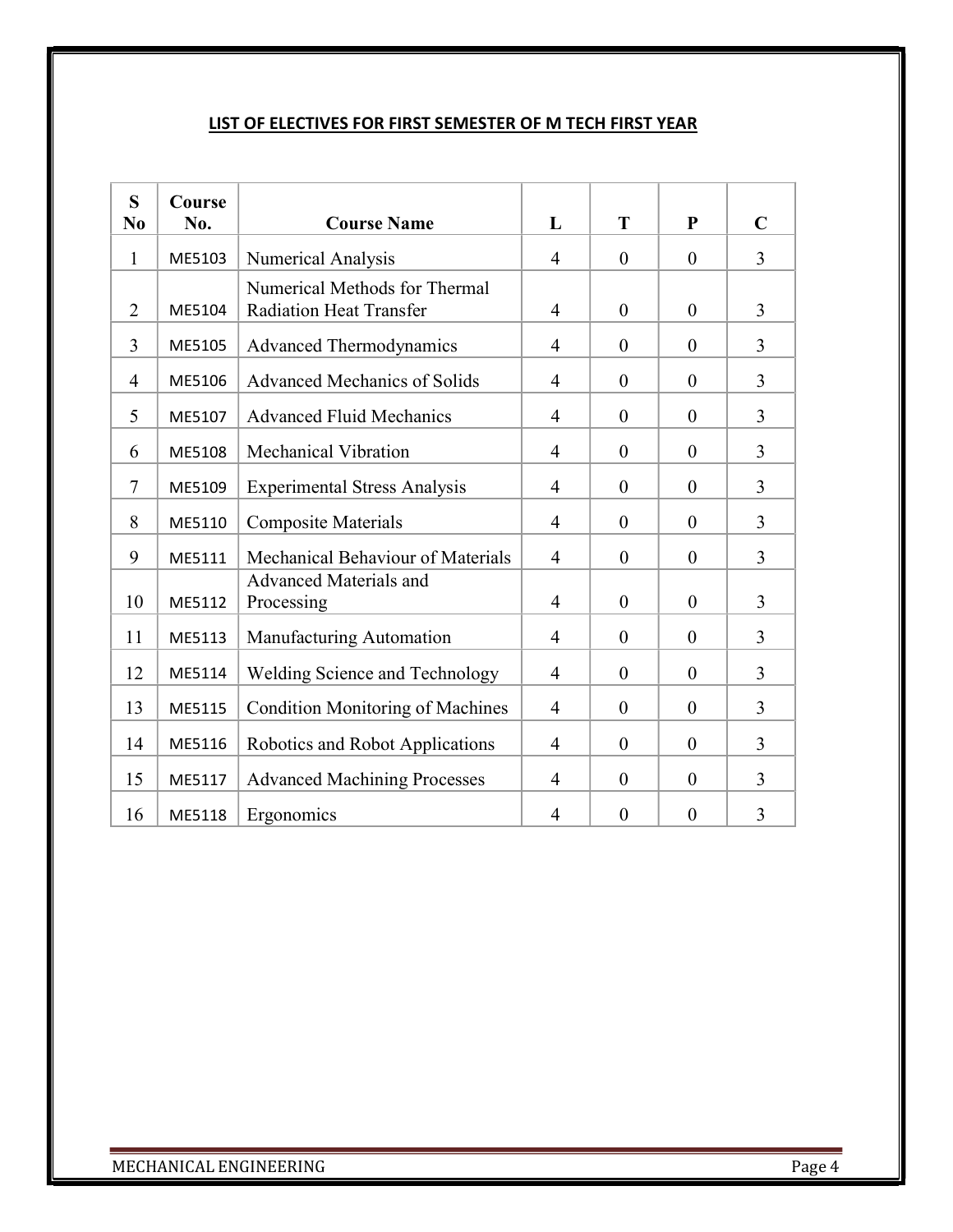## LIST OF ELECTIVES FOR FIRST SEMESTER OF M TECH FIRST YEAR

| S No | Course No. | Course Name | L | T | P | C |
|---|---|---|---|---|---|---|
| 1 | ME5103 | Numerical Analysis | 4 | 0 | 0 | 3 |
| 2 | ME5104 | Numerical Methods for Thermal Radiation Heat Transfer | 4 | 0 | 0 | 3 |
| 3 | ME5105 | Advanced Thermodynamics | 4 | 0 | 0 | 3 |
| 4 | ME5106 | Advanced Mechanics of Solids | 4 | 0 | 0 | 3 |
| 5 | ME5107 | Advanced Fluid Mechanics | 4 | 0 | 0 | 3 |
| 6 | ME5108 | Mechanical Vibration | 4 | 0 | 0 | 3 |
| 7 | ME5109 | Experimental Stress Analysis | 4 | 0 | 0 | 3 |
| 8 | ME5110 | Composite Materials | 4 | 0 | 0 | 3 |
| 9 | ME5111 | Mechanical Behaviour of Materials | 4 | 0 | 0 | 3 |
| 10 | ME5112 | Advanced Materials and Processing | 4 | 0 | 0 | 3 |
| 11 | ME5113 | Manufacturing Automation | 4 | 0 | 0 | 3 |
| 12 | ME5114 | Welding Science and Technology | 4 | 0 | 0 | 3 |
| 13 | ME5115 | Condition Monitoring of Machines | 4 | 0 | 0 | 3 |
| 14 | ME5116 | Robotics and Robot Applications | 4 | 0 | 0 | 3 |
| 15 | ME5117 | Advanced Machining Processes | 4 | 0 | 0 | 3 |
| 16 | ME5118 | Ergonomics | 4 | 0 | 0 | 3 |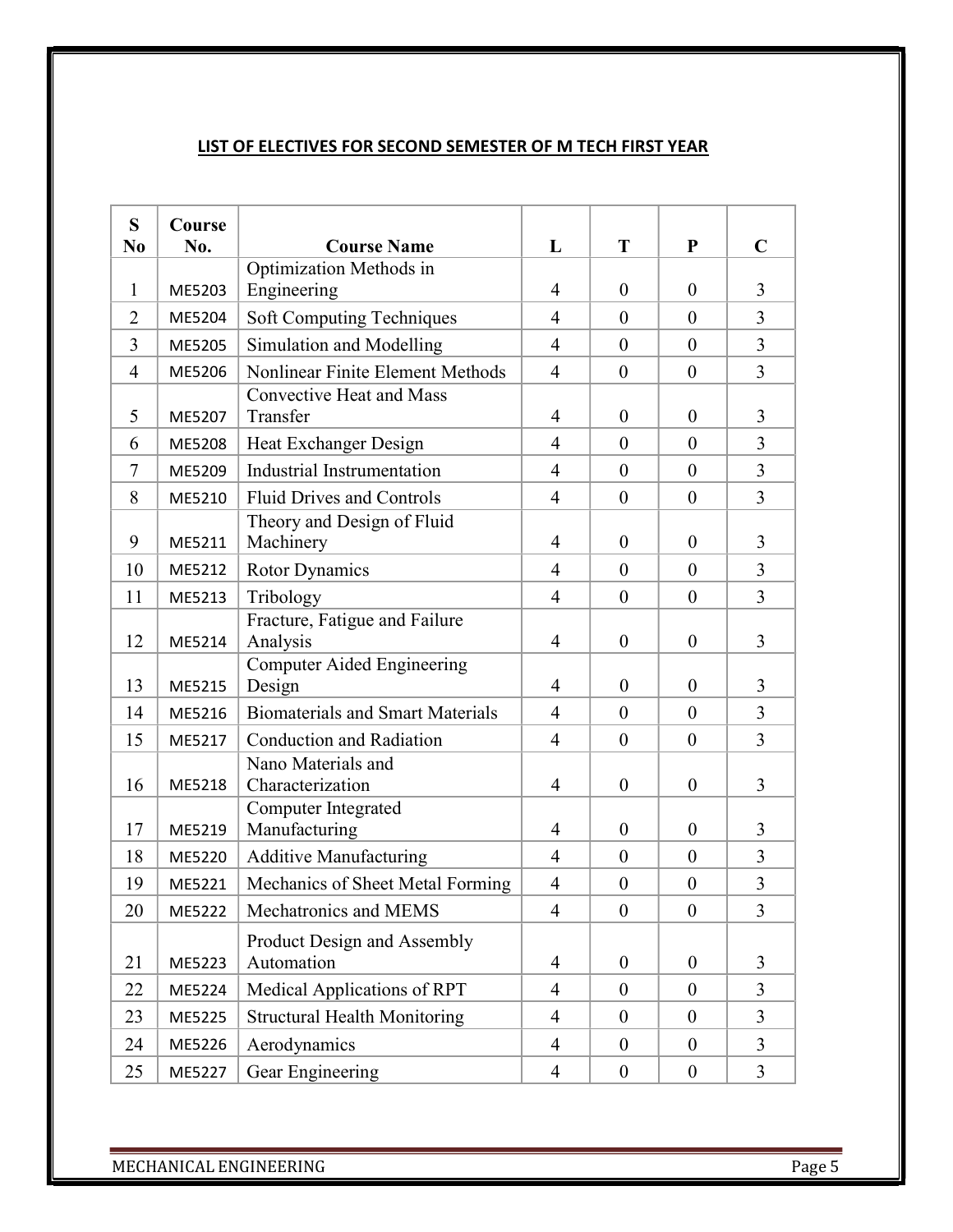**LIST OF ELECTIVES FOR SECOND SEMESTER OF M TECH FIRST YEAR**

| S No | Course No. | Course Name | L | T | P | C |
|---|---|---|---|---|---|---|
| 1 | ME5203 | Optimization Methods in Engineering | 4 | 0 | 0 | 3 |
| 2 | ME5204 | Soft Computing Techniques | 4 | 0 | 0 | 3 |
| 3 | ME5205 | Simulation and Modelling | 4 | 0 | 0 | 3 |
| 4 | ME5206 | Nonlinear Finite Element Methods | 4 | 0 | 0 | 3 |
| 5 | ME5207 | Convective Heat and Mass Transfer | 4 | 0 | 0 | 3 |
| 6 | ME5208 | Heat Exchanger Design | 4 | 0 | 0 | 3 |
| 7 | ME5209 | Industrial Instrumentation | 4 | 0 | 0 | 3 |
| 8 | ME5210 | Fluid Drives and Controls | 4 | 0 | 0 | 3 |
| 9 | ME5211 | Theory and Design of Fluid Machinery | 4 | 0 | 0 | 3 |
| 10 | ME5212 | Rotor Dynamics | 4 | 0 | 0 | 3 |
| 11 | ME5213 | Tribology | 4 | 0 | 0 | 3 |
| 12 | ME5214 | Fracture, Fatigue and Failure Analysis | 4 | 0 | 0 | 3 |
| 13 | ME5215 | Computer Aided Engineering Design | 4 | 0 | 0 | 3 |
| 14 | ME5216 | Biomaterials and Smart Materials | 4 | 0 | 0 | 3 |
| 15 | ME5217 | Conduction and Radiation | 4 | 0 | 0 | 3 |
| 16 | ME5218 | Nano Materials and Characterization | 4 | 0 | 0 | 3 |
| 17 | ME5219 | Computer Integrated Manufacturing | 4 | 0 | 0 | 3 |
| 18 | ME5220 | Additive Manufacturing | 4 | 0 | 0 | 3 |
| 19 | ME5221 | Mechanics of Sheet Metal Forming | 4 | 0 | 0 | 3 |
| 20 | ME5222 | Mechatronics and MEMS | 4 | 0 | 0 | 3 |
| 21 | ME5223 | Product Design and Assembly Automation | 4 | 0 | 0 | 3 |
| 22 | ME5224 | Medical Applications of RPT | 4 | 0 | 0 | 3 |
| 23 | ME5225 | Structural Health Monitoring | 4 | 0 | 0 | 3 |
| 24 | ME5226 | Aerodynamics | 4 | 0 | 0 | 3 |
| 25 | ME5227 | Gear Engineering | 4 | 0 | 0 | 3 |